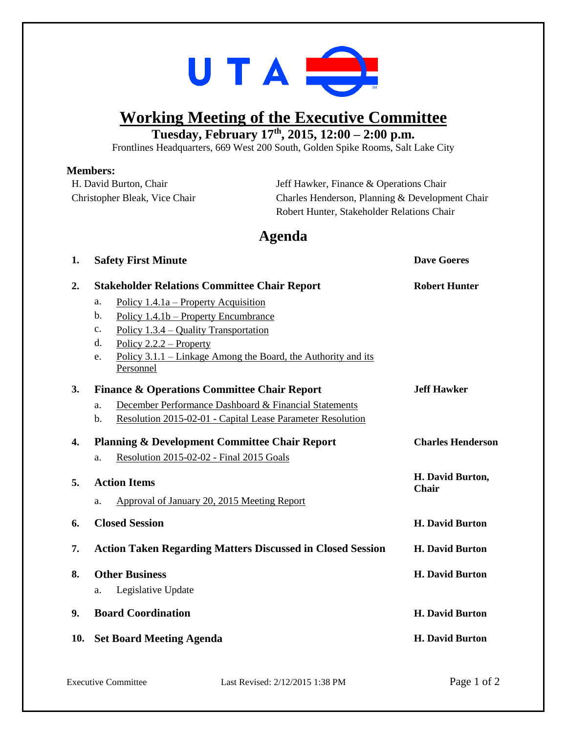# Working Meeting of the Executive Committee

**Tuesday, February 17th, 2015, 12:00 – 2:00 p.m.**

Frontlines Headquarters, 669 West 200 South, Golden Spike Rooms, Salt Lake City

**Members:**

H. David Burton, Chair
Christopher Bleak, Vice Chair
Jeff Hawker, Finance & Operations Chair
Charles Henderson, Planning & Development Chair
Robert Hunter, Stakeholder Relations Chair

## Agenda

1. **Safety First Minute** — **Dave Goeres**

2. **Stakeholder Relations Committee Chair Report** — **Robert Hunter**
   a. Policy 1.4.1a – Property Acquisition
   b. Policy 1.4.1b – Property Encumbrance
   c. Policy 1.3.4 – Quality Transportation
   d. Policy 2.2.2 – Property
   e. Policy 3.1.1 – Linkage Among the Board, the Authority and its Personnel

3. **Finance & Operations Committee Chair Report** — **Jeff Hawker**
   a. December Performance Dashboard & Financial Statements
   b. Resolution 2015-02-01 - Capital Lease Parameter Resolution

4. **Planning & Development Committee Chair Report** — **Charles Henderson**
   a. Resolution 2015-02-02 - Final 2015 Goals

5. **Action Items** — **H. David Burton, Chair**
   a. Approval of January 20, 2015 Meeting Report

6. **Closed Session** — **H. David Burton**

7. **Action Taken Regarding Matters Discussed in Closed Session** — **H. David Burton**

8. **Other Business** — **H. David Burton**
   a. Legislative Update

9. **Board Coordination** — **H. David Burton**

10. **Set Board Meeting Agenda** — **H. David Burton**

Executive Committee    Last Revised: 2/12/2015 1:38 PM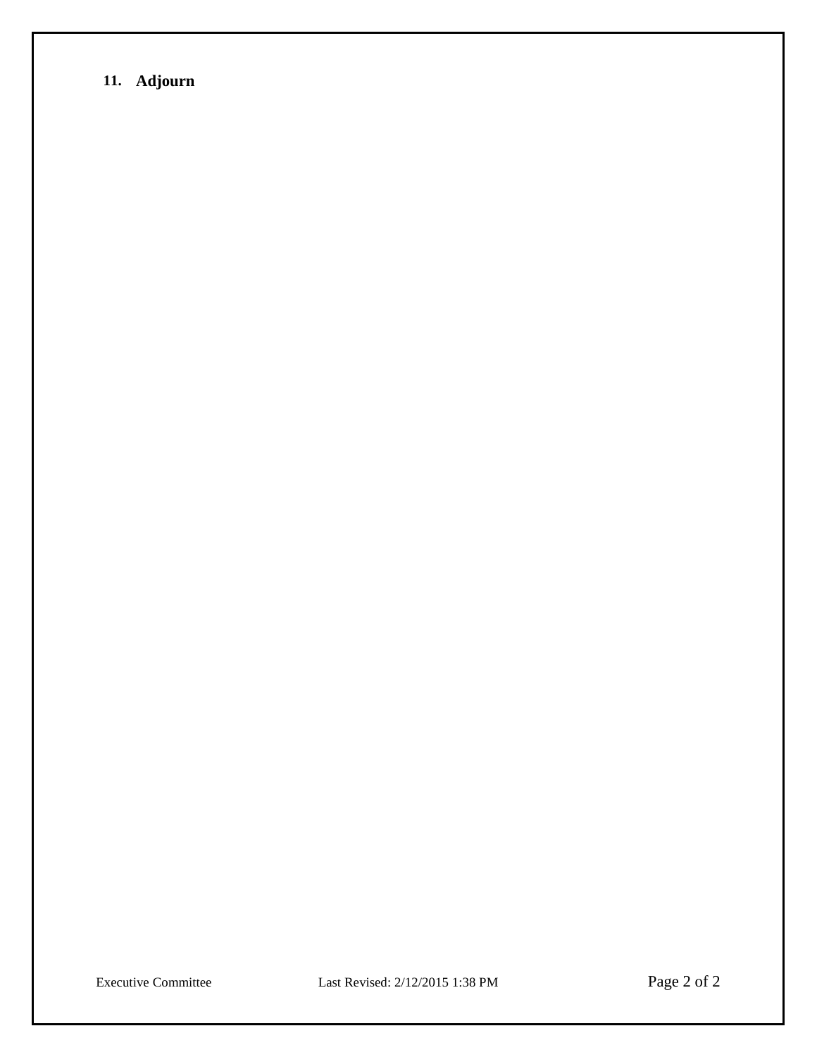**11. Adjourn**